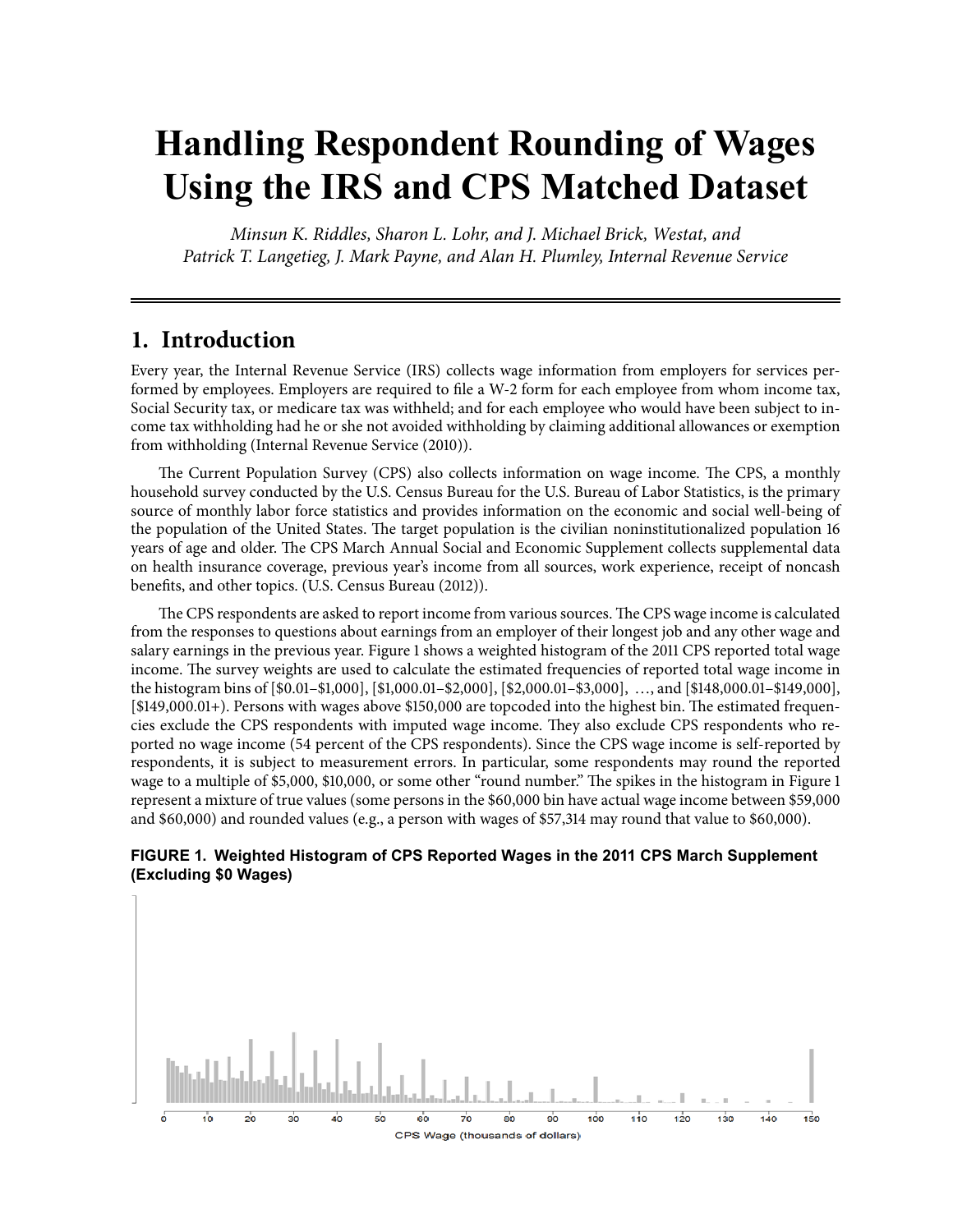# Handling Respondent Rounding of Wages Using the IRS and CPS Matched Dataset

*Minsun K. Riddles, Sharon L. Lohr, and J. Michael Brick, Westat, and*
*Patrick T. Langetieg, J. Mark Payne, and Alan H. Plumley, Internal Revenue Service*

## 1. Introduction

Every year, the Internal Revenue Service (IRS) collects wage information from employers for services performed by employees. Employers are required to file a W-2 form for each employee from whom income tax, Social Security tax, or medicare tax was withheld; and for each employee who would have been subject to income tax withholding had he or she not avoided withholding by claiming additional allowances or exemption from withholding (Internal Revenue Service (2010)).

The Current Population Survey (CPS) also collects information on wage income. The CPS, a monthly household survey conducted by the U.S. Census Bureau for the U.S. Bureau of Labor Statistics, is the primary source of monthly labor force statistics and provides information on the economic and social well-being of the population of the United States. The target population is the civilian noninstitutionalized population 16 years of age and older. The CPS March Annual Social and Economic Supplement collects supplemental data on health insurance coverage, previous year's income from all sources, work experience, receipt of noncash benefits, and other topics. (U.S. Census Bureau (2012)).

The CPS respondents are asked to report income from various sources. The CPS wage income is calculated from the responses to questions about earnings from an employer of their longest job and any other wage and salary earnings in the previous year. Figure 1 shows a weighted histogram of the 2011 CPS reported total wage income. The survey weights are used to calculate the estimated frequencies of reported total wage income in the histogram bins of [$0.01–$1,000], [$1,000.01–$2,000], [$2,000.01–$3,000], …, and [$148,000.01–$149,000], [$149,000.01+). Persons with wages above $150,000 are topcoded into the highest bin. The estimated frequencies exclude the CPS respondents with imputed wage income. They also exclude CPS respondents who reported no wage income (54 percent of the CPS respondents). Since the CPS wage income is self-reported by respondents, it is subject to measurement errors. In particular, some respondents may round the reported wage to a multiple of $5,000, $10,000, or some other "round number." The spikes in the histogram in Figure 1 represent a mixture of true values (some persons in the $60,000 bin have actual wage income between $59,000 and $60,000) and rounded values (e.g., a person with wages of $57,314 may round that value to $60,000).

**FIGURE 1. Weighted Histogram of CPS Reported Wages in the 2011 CPS March Supplement (Excluding $0 Wages)**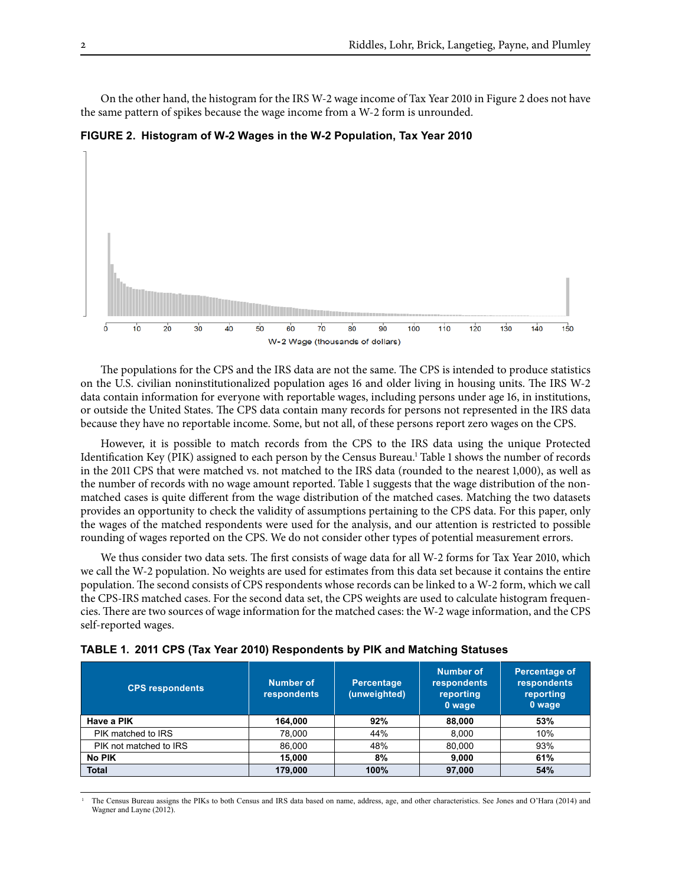On the other hand, the histogram for the IRS W-2 wage income of Tax Year 2010 in Figure 2 does not have the same pattern of spikes because the wage income from a W-2 form is unrounded.

**FIGURE 2. Histogram of W-2 Wages in the W-2 Population, Tax Year 2010**

The populations for the CPS and the IRS data are not the same. The CPS is intended to produce statistics on the U.S. civilian noninstitutionalized population ages 16 and older living in housing units. The IRS W-2 data contain information for everyone with reportable wages, including persons under age 16, in institutions, or outside the United States. The CPS data contain many records for persons not represented in the IRS data because they have no reportable income. Some, but not all, of these persons report zero wages on the CPS.

However, it is possible to match records from the CPS to the IRS data using the unique Protected Identification Key (PIK) assigned to each person by the Census Bureau.[1] Table 1 shows the number of records in the 2011 CPS that were matched vs. not matched to the IRS data (rounded to the nearest 1,000), as well as the number of records with no wage amount reported. Table 1 suggests that the wage distribution of the non-matched cases is quite different from the wage distribution of the matched cases. Matching the two datasets provides an opportunity to check the validity of assumptions pertaining to the CPS data. For this paper, only the wages of the matched respondents were used for the analysis, and our attention is restricted to possible rounding of wages reported on the CPS. We do not consider other types of potential measurement errors.

We thus consider two data sets. The first consists of wage data for all W-2 forms for Tax Year 2010, which we call the W-2 population. No weights are used for estimates from this data set because it contains the entire population. The second consists of CPS respondents whose records can be linked to a W-2 form, which we call the CPS-IRS matched cases. For the second data set, the CPS weights are used to calculate histogram frequencies. There are two sources of wage information for the matched cases: the W-2 wage information, and the CPS self-reported wages.

**TABLE 1. 2011 CPS (Tax Year 2010) Respondents by PIK and Matching Statuses**

| CPS respondents | Number of respondents | Percentage (unweighted) | Number of respondents reporting 0 wage | Percentage of respondents reporting 0 wage |
|---|---|---|---|---|
| **Have a PIK** | **164,000** | **92%** | **88,000** | **53%** |
| PIK matched to IRS | 78,000 | 44% | 8,000 | 10% |
| PIK not matched to IRS | 86,000 | 48% | 80,000 | 93% |
| **No PIK** | **15,000** | **8%** | **9,000** | **61%** |
| **Total** | **179,000** | **100%** | **97,000** | **54%** |

[1] The Census Bureau assigns the PIKs to both Census and IRS data based on name, address, age, and other characteristics. See Jones and O'Hara (2014) and Wagner and Layne (2012).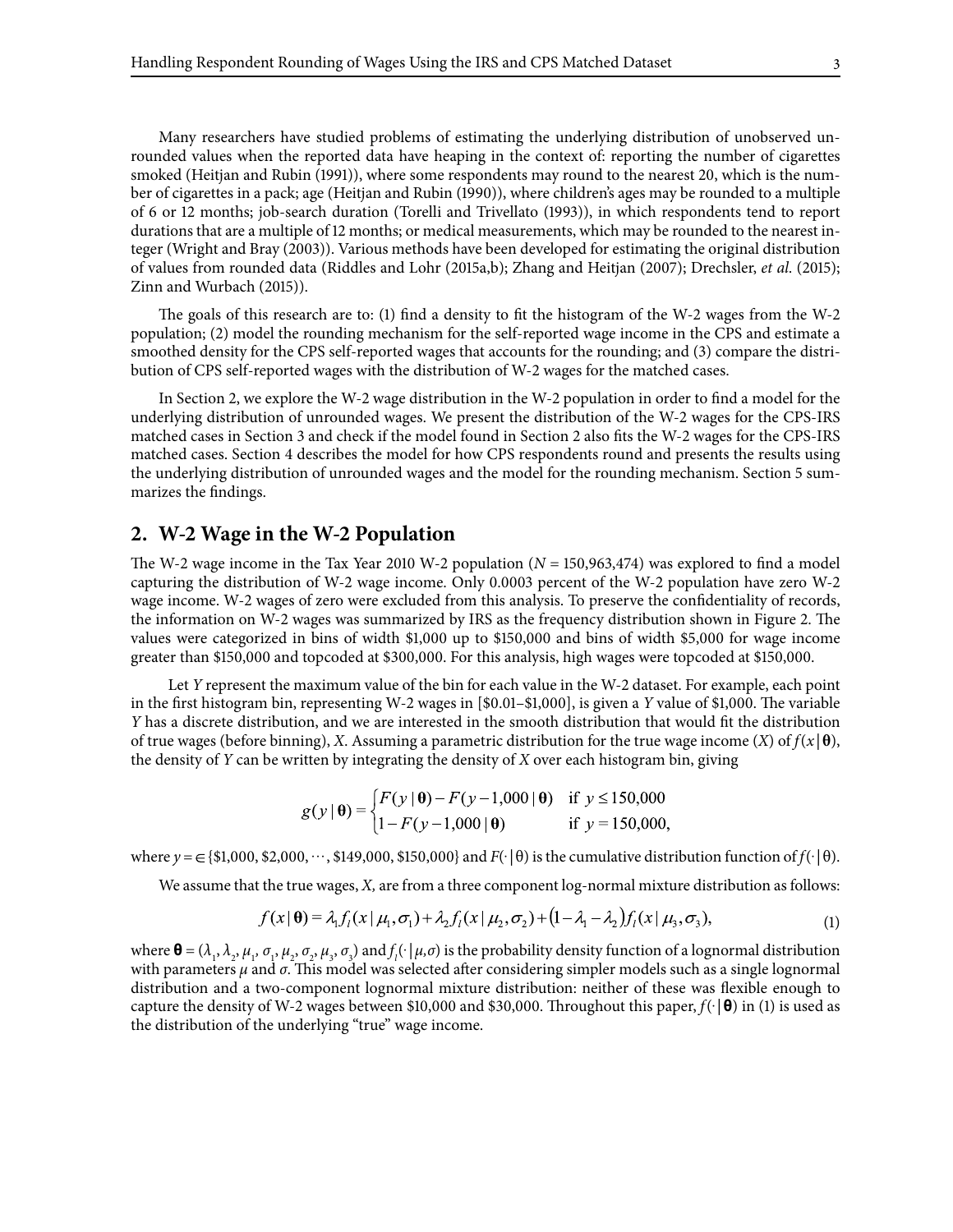Many researchers have studied problems of estimating the underlying distribution of unobserved unrounded values when the reported data have heaping in the context of: reporting the number of cigarettes smoked (Heitjan and Rubin (1991)), where some respondents may round to the nearest 20, which is the number of cigarettes in a pack; age (Heitjan and Rubin (1990)), where children's ages may be rounded to a multiple of 6 or 12 months; job-search duration (Torelli and Trivellato (1993)), in which respondents tend to report durations that are a multiple of 12 months; or medical measurements, which may be rounded to the nearest integer (Wright and Bray (2003)). Various methods have been developed for estimating the original distribution of values from rounded data (Riddles and Lohr (2015a,b); Zhang and Heitjan (2007); Drechsler, *et al.* (2015); Zinn and Wurbach (2015)).

The goals of this research are to: (1) find a density to fit the histogram of the W-2 wages from the W-2 population; (2) model the rounding mechanism for the self-reported wage income in the CPS and estimate a smoothed density for the CPS self-reported wages that accounts for the rounding; and (3) compare the distribution of CPS self-reported wages with the distribution of W-2 wages for the matched cases.

In Section 2, we explore the W-2 wage distribution in the W-2 population in order to find a model for the underlying distribution of unrounded wages. We present the distribution of the W-2 wages for the CPS-IRS matched cases in Section 3 and check if the model found in Section 2 also fits the W-2 wages for the CPS-IRS matched cases. Section 4 describes the model for how CPS respondents round and presents the results using the underlying distribution of unrounded wages and the model for the rounding mechanism. Section 5 summarizes the findings.

## 2. W-2 Wage in the W-2 Population

The W-2 wage income in the Tax Year 2010 W-2 population ($N$ = 150,963,474) was explored to find a model capturing the distribution of W-2 wage income. Only 0.0003 percent of the W-2 population have zero W-2 wage income. W-2 wages of zero were excluded from this analysis. To preserve the confidentiality of records, the information on W-2 wages was summarized by IRS as the frequency distribution shown in Figure 2. The values were categorized in bins of width \$1,000 up to \$150,000 and bins of width \$5,000 for wage income greater than \$150,000 and topcoded at \$300,000. For this analysis, high wages were topcoded at \$150,000.

Let $Y$ represent the maximum value of the bin for each value in the W-2 dataset. For example, each point in the first histogram bin, representing W-2 wages in [\$0.01–\$1,000], is given a $Y$ value of \$1,000. The variable $Y$ has a discrete distribution, and we are interested in the smooth distribution that would fit the distribution of true wages (before binning), $X$. Assuming a parametric distribution for the true wage income ($X$) of $f(x\,|\,\boldsymbol{\theta})$, the density of $Y$ can be written by integrating the density of $X$ over each histogram bin, giving

$$g(y\,|\,\boldsymbol{\theta}) = \begin{cases} F(y\,|\,\boldsymbol{\theta}) - F(y-1{,}000\,|\,\boldsymbol{\theta}) & \text{if } y \le 150{,}000 \\ 1 - F(y-1{,}000\,|\,\boldsymbol{\theta}) & \text{if } y = 150{,}000, \end{cases}$$

where $y = \in \{\$1{,}000, \$2{,}000, \cdots, \$149{,}000, \$150{,}000\}$ and $F(\cdot\,|\,\theta)$ is the cumulative distribution function of $f(\cdot\,|\,\theta)$.

We assume that the true wages, $X$, are from a three component log-normal mixture distribution as follows:

$$f(x\,|\,\boldsymbol{\theta}) = \lambda_1 f_l(x\,|\,\mu_1,\sigma_1) + \lambda_2 f_l(x\,|\,\mu_2,\sigma_2) + (1-\lambda_1-\lambda_2) f_l(x\,|\,\mu_3,\sigma_3), \tag{1}$$

where $\boldsymbol{\theta} = (\lambda_1, \lambda_2, \mu_1, \sigma_1, \mu_2, \sigma_2, \mu_3, \sigma_3)$ and $f_l(\cdot\,|\,\mu,\sigma)$ is the probability density function of a lognormal distribution with parameters $\mu$ and $\sigma$. This model was selected after considering simpler models such as a single lognormal distribution and a two-component lognormal mixture distribution: neither of these was flexible enough to capture the density of W-2 wages between \$10,000 and \$30,000. Throughout this paper, $f(\cdot\,|\,\boldsymbol{\theta})$ in (1) is used as the distribution of the underlying "true" wage income.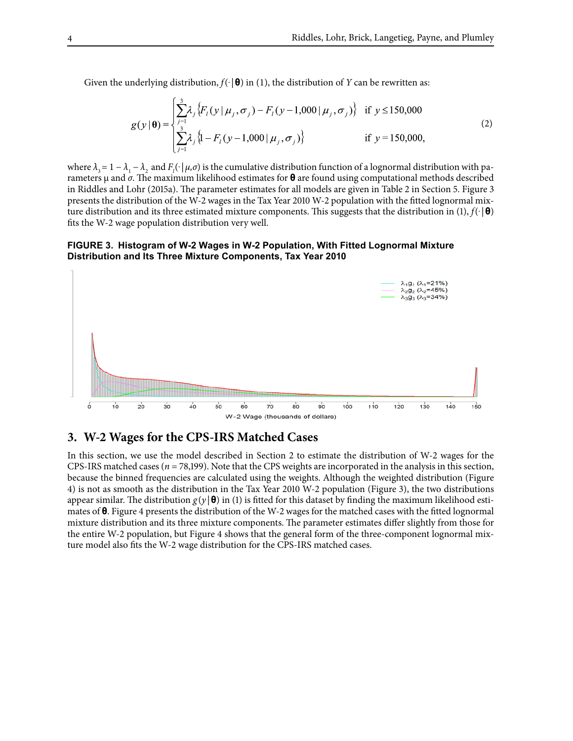Given the underlying distribution, $f(\cdot|\boldsymbol{\theta})$ in (1), the distribution of $Y$ can be rewritten as:

$$g(y|\boldsymbol{\theta}) = \begin{cases} \sum_{j=1}^{3} \lambda_j \left\{ F_l(y|\mu_j,\sigma_j) - F_l(y-1{,}000|\mu_j,\sigma_j) \right\} & \text{if } y \le 150{,}000 \\ \sum_{j=1}^{3} \lambda_j \left\{ 1 - F_l(y-1{,}000|\mu_j,\sigma_j) \right\} & \text{if } y = 150{,}000, \end{cases} \tag{2}$$

where $\lambda_3 = 1 - \lambda_1 - \lambda_2$ and $F_l(\cdot|\mu,\sigma)$ is the cumulative distribution function of a lognormal distribution with parameters μ and $\sigma$. The maximum likelihood estimates for $\boldsymbol{\theta}$ are found using computational methods described in Riddles and Lohr (2015a). The parameter estimates for all models are given in Table 2 in Section 5. Figure 3 presents the distribution of the W-2 wages in the Tax Year 2010 W-2 population with the fitted lognormal mixture distribution and its three estimated mixture components. This suggests that the distribution in (1), $f(\cdot|\boldsymbol{\theta})$ fits the W-2 wage population distribution very well.

**FIGURE 3. Histogram of W-2 Wages in W-2 Population, With Fitted Lognormal Mixture Distribution and Its Three Mixture Components, Tax Year 2010**

## 3. W-2 Wages for the CPS-IRS Matched Cases

In this section, we use the model described in Section 2 to estimate the distribution of W-2 wages for the CPS-IRS matched cases ($n = 78{,}199$). Note that the CPS weights are incorporated in the analysis in this section, because the binned frequencies are calculated using the weights. Although the weighted distribution (Figure 4) is not as smooth as the distribution in the Tax Year 2010 W-2 population (Figure 3), the two distributions appear similar. The distribution $g(y|\boldsymbol{\theta})$ in (1) is fitted for this dataset by finding the maximum likelihood estimates of $\boldsymbol{\theta}$. Figure 4 presents the distribution of the W-2 wages for the matched cases with the fitted lognormal mixture distribution and its three mixture components. The parameter estimates differ slightly from those for the entire W-2 population, but Figure 4 shows that the general form of the three-component lognormal mixture model also fits the W-2 wage distribution for the CPS-IRS matched cases.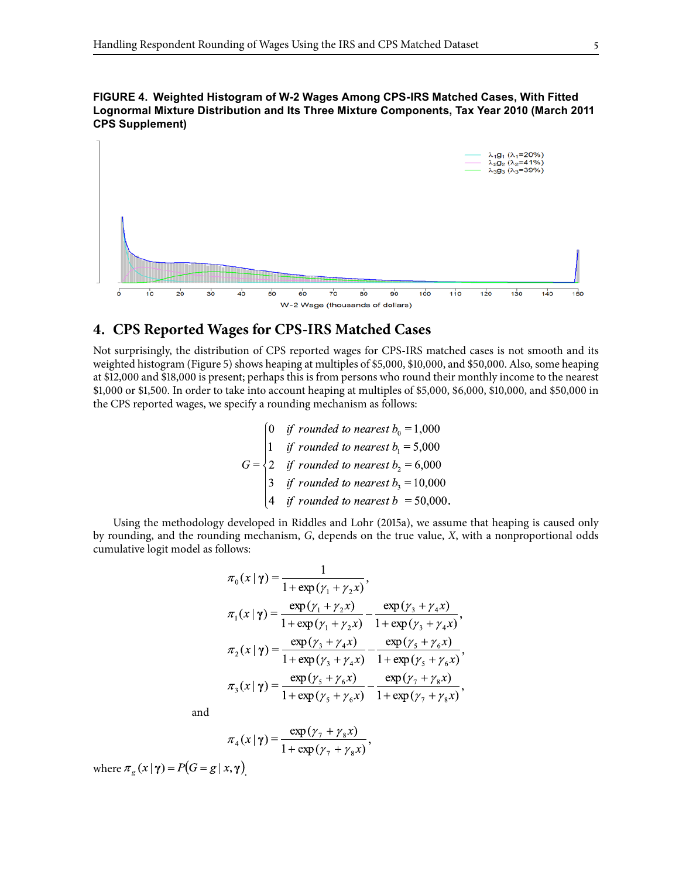**FIGURE 4. Weighted Histogram of W-2 Wages Among CPS-IRS Matched Cases, With Fitted Lognormal Mixture Distribution and Its Three Mixture Components, Tax Year 2010 (March 2011 CPS Supplement)**

## 4. CPS Reported Wages for CPS-IRS Matched Cases

Not surprisingly, the distribution of CPS reported wages for CPS-IRS matched cases is not smooth and its weighted histogram (Figure 5) shows heaping at multiples of $5,000, $10,000, and $50,000. Also, some heaping at $12,000 and $18,000 is present; perhaps this is from persons who round their monthly income to the nearest $1,000 or $1,500. In order to take into account heaping at multiples of $5,000, $6,000, $10,000, and $50,000 in the CPS reported wages, we specify a rounding mechanism as follows:

$$G = \begin{cases} 0 & \textit{if rounded to nearest } b_0 = 1{,}000 \\ 1 & \textit{if rounded to nearest } b_1 = 5{,}000 \\ 2 & \textit{if rounded to nearest } b_2 = 6{,}000 \\ 3 & \textit{if rounded to nearest } b_3 = 10{,}000 \\ 4 & \textit{if rounded to nearest } b \ = 50{,}000. \end{cases}$$

Using the methodology developed in Riddles and Lohr (2015a), we assume that heaping is caused only by rounding, and the rounding mechanism, $G$, depends on the true value, $X$, with a nonproportional odds cumulative logit model as follows:

$$\pi_0(x \mid \boldsymbol{\gamma}) = \frac{1}{1+\exp(\gamma_1 + \gamma_2 x)},$$

$$\pi_1(x \mid \boldsymbol{\gamma}) = \frac{\exp(\gamma_1 + \gamma_2 x)}{1+\exp(\gamma_1 + \gamma_2 x)} - \frac{\exp(\gamma_3 + \gamma_4 x)}{1+\exp(\gamma_3 + \gamma_4 x)},$$

$$\pi_2(x \mid \boldsymbol{\gamma}) = \frac{\exp(\gamma_3 + \gamma_4 x)}{1+\exp(\gamma_3 + \gamma_4 x)} - \frac{\exp(\gamma_5 + \gamma_6 x)}{1+\exp(\gamma_5 + \gamma_6 x)},$$

$$\pi_3(x \mid \boldsymbol{\gamma}) = \frac{\exp(\gamma_5 + \gamma_6 x)}{1+\exp(\gamma_5 + \gamma_6 x)} - \frac{\exp(\gamma_7 + \gamma_8 x)}{1+\exp(\gamma_7 + \gamma_8 x)},$$

and

$$\pi_4(x \mid \boldsymbol{\gamma}) = \frac{\exp(\gamma_7 + \gamma_8 x)}{1+\exp(\gamma_7 + \gamma_8 x)},$$

where $\pi_g(x \mid \boldsymbol{\gamma}) = P(G = g \mid x, \boldsymbol{\gamma})$.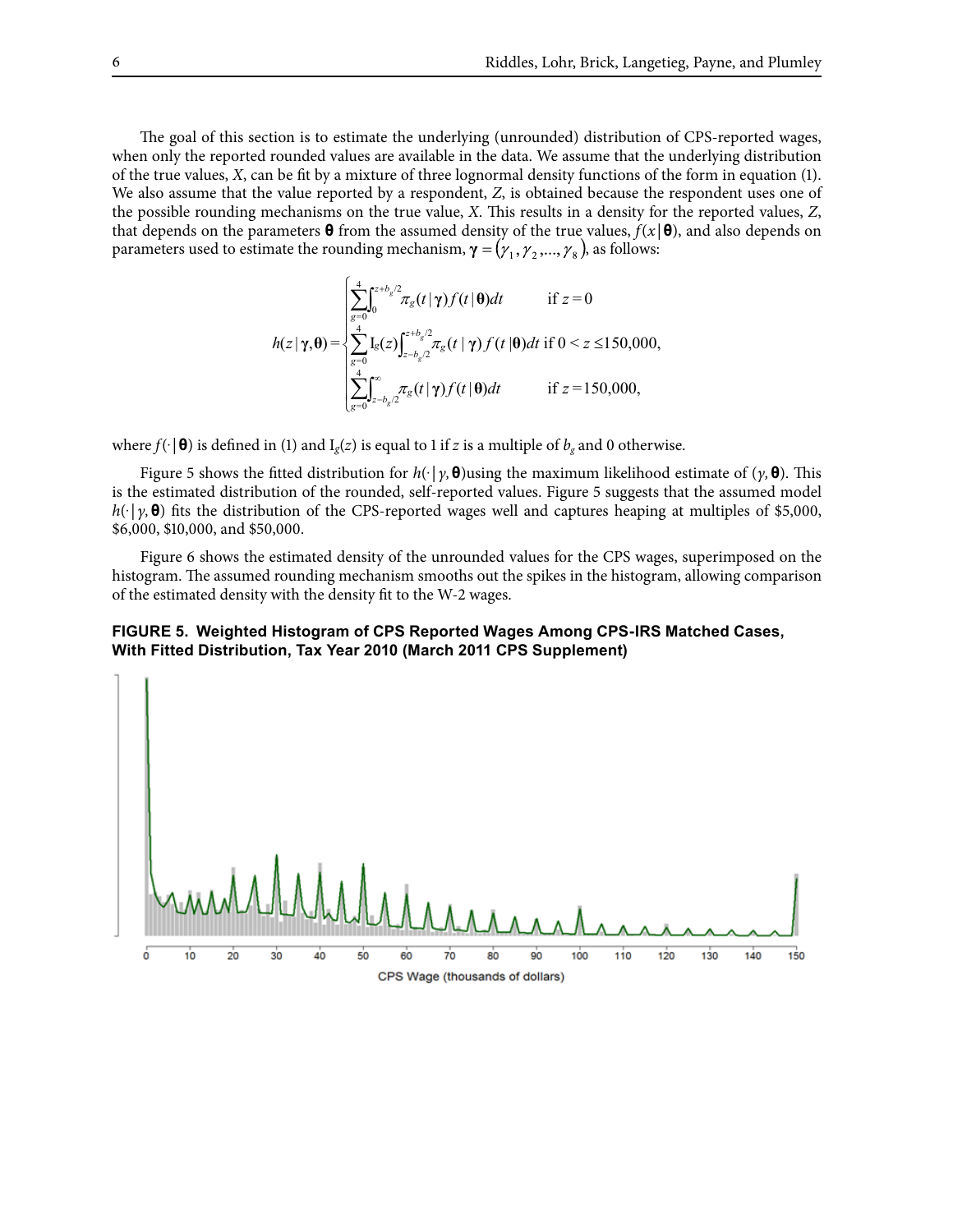The goal of this section is to estimate the underlying (unrounded) distribution of CPS-reported wages, when only the reported rounded values are available in the data. We assume that the underlying distribution of the true values, $X$, can be fit by a mixture of three lognormal density functions of the form in equation (1). We also assume that the value reported by a respondent, $Z$, is obtained because the respondent uses one of the possible rounding mechanisms on the true value, $X$. This results in a density for the reported values, $Z$, that depends on the parameters $\boldsymbol{\theta}$ from the assumed density of the true values, $f(x|\boldsymbol{\theta})$, and also depends on parameters used to estimate the rounding mechanism, $\boldsymbol{\gamma} = (\gamma_1, \gamma_2, \ldots, \gamma_8)$, as follows:

$$h(z|\boldsymbol{\gamma},\boldsymbol{\theta}) = \begin{cases} \sum_{g=0}^{4} \int_{0}^{z+b_g/2} \pi_g(t|\boldsymbol{\gamma}) f(t|\boldsymbol{\theta}) dt & \text{if } z = 0 \\ \sum_{g=0}^{4} \mathrm{I}_g(z) \int_{z-b_g/2}^{z+b_g/2} \pi_g(t|\boldsymbol{\gamma}) f(t|\boldsymbol{\theta}) dt & \text{if } 0 < z \leq 150{,}000, \\ \sum_{g=0}^{4} \int_{z-b_g/2}^{\infty} \pi_g(t|\boldsymbol{\gamma}) f(t|\boldsymbol{\theta}) dt & \text{if } z = 150{,}000, \end{cases}$$

where $f(\cdot|\boldsymbol{\theta})$ is defined in (1) and $\mathrm{I}_g(z)$ is equal to 1 if $z$ is a multiple of $b_g$ and 0 otherwise.

Figure 5 shows the fitted distribution for $h(\cdot|\gamma,\boldsymbol{\theta})$ using the maximum likelihood estimate of $(\gamma,\boldsymbol{\theta})$. This is the estimated distribution of the rounded, self-reported values. Figure 5 suggests that the assumed model $h(\cdot|\gamma,\boldsymbol{\theta})$ fits the distribution of the CPS-reported wages well and captures heaping at multiples of \$5,000, \$6,000, \$10,000, and \$50,000.

Figure 6 shows the estimated density of the unrounded values for the CPS wages, superimposed on the histogram. The assumed rounding mechanism smooths out the spikes in the histogram, allowing comparison of the estimated density with the density fit to the W-2 wages.

**FIGURE 5. Weighted Histogram of CPS Reported Wages Among CPS-IRS Matched Cases, With Fitted Distribution, Tax Year 2010 (March 2011 CPS Supplement)**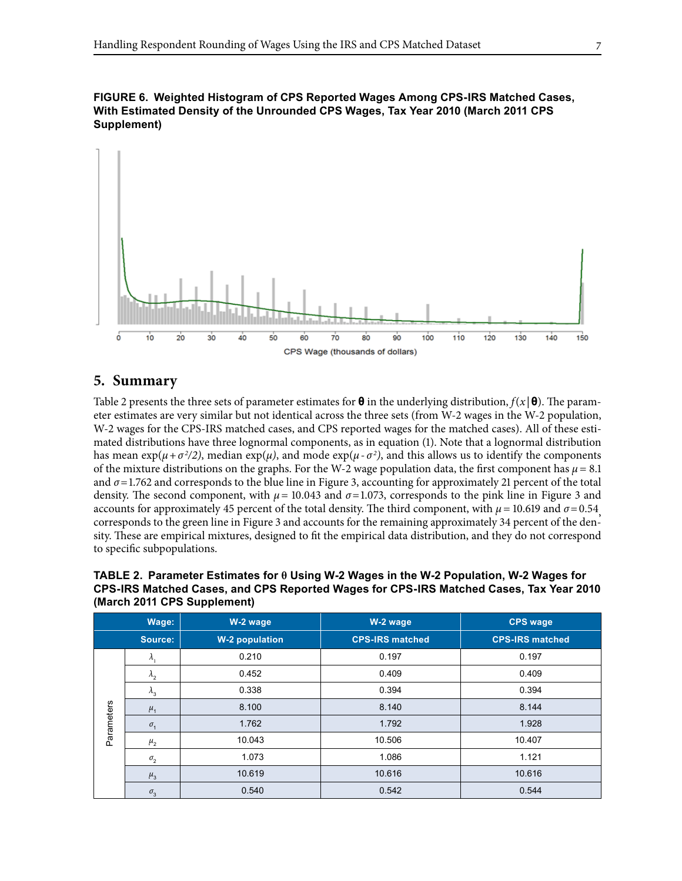**FIGURE 6. Weighted Histogram of CPS Reported Wages Among CPS-IRS Matched Cases, With Estimated Density of the Unrounded CPS Wages, Tax Year 2010 (March 2011 CPS Supplement)**

## 5. Summary

Table 2 presents the three sets of parameter estimates for $\boldsymbol{\theta}$ in the underlying distribution, $f(x\,|\,\boldsymbol{\theta})$. The parameter estimates are very similar but not identical across the three sets (from W-2 wages in the W-2 population, W-2 wages for the CPS-IRS matched cases, and CPS reported wages for the matched cases). All of these estimated distributions have three lognormal components, as in equation (1). Note that a lognormal distribution has mean $\exp(\mu+\sigma^2/2)$, median $\exp(\mu)$, and mode $\exp(\mu-\sigma^2)$, and this allows us to identify the components of the mixture distributions on the graphs. For the W-2 wage population data, the first component has $\mu = 8.1$ and $\sigma = 1.762$ and corresponds to the blue line in Figure 3, accounting for approximately 21 percent of the total density. The second component, with $\mu = 10.043$ and $\sigma = 1.073$, corresponds to the pink line in Figure 3 and accounts for approximately 45 percent of the total density. The third component, with $\mu = 10.619$ and $\sigma = 0.54$, corresponds to the green line in Figure 3 and accounts for the remaining approximately 34 percent of the density. These are empirical mixtures, designed to fit the empirical data distribution, and they do not correspond to specific subpopulations.

**TABLE 2. Parameter Estimates for θ Using W-2 Wages in the W-2 Population, W-2 Wages for CPS-IRS Matched Cases, and CPS Reported Wages for CPS-IRS Matched Cases, Tax Year 2010 (March 2011 CPS Supplement)**

| | Wage: | W-2 wage | W-2 wage | CPS wage |
|---|---|---|---|---|
| | Source: | W-2 population | CPS-IRS matched | CPS-IRS matched |
| Parameters | $\lambda_1$ | 0.210 | 0.197 | 0.197 |
| | $\lambda_2$ | 0.452 | 0.409 | 0.409 |
| | $\lambda_3$ | 0.338 | 0.394 | 0.394 |
| | $\mu_1$ | 8.100 | 8.140 | 8.144 |
| | $\sigma_1$ | 1.762 | 1.792 | 1.928 |
| | $\mu_2$ | 10.043 | 10.506 | 10.407 |
| | $\sigma_2$ | 1.073 | 1.086 | 1.121 |
| | $\mu_3$ | 10.619 | 10.616 | 10.616 |
| | $\sigma_3$ | 0.540 | 0.542 | 0.544 |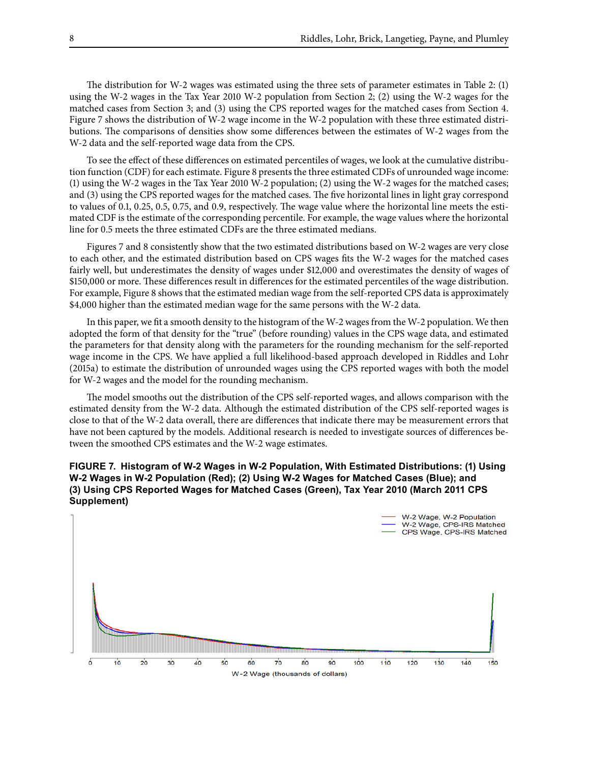The distribution for W-2 wages was estimated using the three sets of parameter estimates in Table 2: (1) using the W-2 wages in the Tax Year 2010 W-2 population from Section 2; (2) using the W-2 wages for the matched cases from Section 3; and (3) using the CPS reported wages for the matched cases from Section 4. Figure 7 shows the distribution of W-2 wage income in the W-2 population with these three estimated distributions. The comparisons of densities show some differences between the estimates of W-2 wages from the W-2 data and the self-reported wage data from the CPS.

To see the effect of these differences on estimated percentiles of wages, we look at the cumulative distribution function (CDF) for each estimate. Figure 8 presents the three estimated CDFs of unrounded wage income: (1) using the W-2 wages in the Tax Year 2010 W-2 population; (2) using the W-2 wages for the matched cases; and (3) using the CPS reported wages for the matched cases. The five horizontal lines in light gray correspond to values of 0.1, 0.25, 0.5, 0.75, and 0.9, respectively. The wage value where the horizontal line meets the estimated CDF is the estimate of the corresponding percentile. For example, the wage values where the horizontal line for 0.5 meets the three estimated CDFs are the three estimated medians.

Figures 7 and 8 consistently show that the two estimated distributions based on W-2 wages are very close to each other, and the estimated distribution based on CPS wages fits the W-2 wages for the matched cases fairly well, but underestimates the density of wages under \$12,000 and overestimates the density of wages of \$150,000 or more. These differences result in differences for the estimated percentiles of the wage distribution. For example, Figure 8 shows that the estimated median wage from the self-reported CPS data is approximately \$4,000 higher than the estimated median wage for the same persons with the W-2 data.

In this paper, we fit a smooth density to the histogram of the W-2 wages from the W-2 population. We then adopted the form of that density for the "true" (before rounding) values in the CPS wage data, and estimated the parameters for that density along with the parameters for the rounding mechanism for the self-reported wage income in the CPS. We have applied a full likelihood-based approach developed in Riddles and Lohr (2015a) to estimate the distribution of unrounded wages using the CPS reported wages with both the model for W-2 wages and the model for the rounding mechanism.

The model smooths out the distribution of the CPS self-reported wages, and allows comparison with the estimated density from the W-2 data. Although the estimated distribution of the CPS self-reported wages is close to that of the W-2 data overall, there are differences that indicate there may be measurement errors that have not been captured by the models. Additional research is needed to investigate sources of differences between the smoothed CPS estimates and the W-2 wage estimates.

**FIGURE 7. Histogram of W-2 Wages in W-2 Population, With Estimated Distributions: (1) Using W-2 Wages in W-2 Population (Red); (2) Using W-2 Wages for Matched Cases (Blue); and (3) Using CPS Reported Wages for Matched Cases (Green), Tax Year 2010 (March 2011 CPS Supplement)**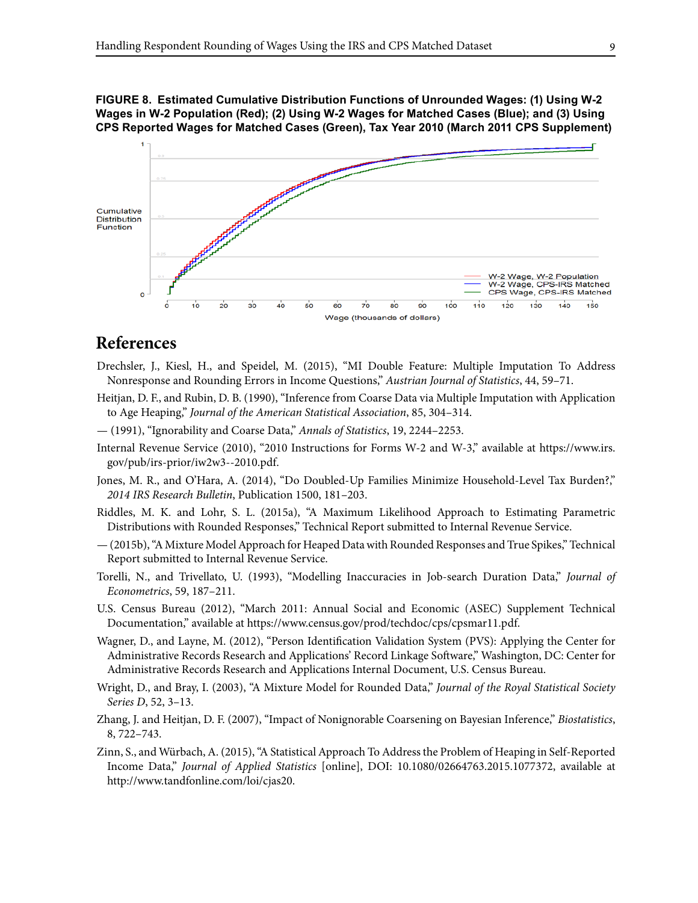**FIGURE 8. Estimated Cumulative Distribution Functions of Unrounded Wages: (1) Using W-2 Wages in W-2 Population (Red); (2) Using W-2 Wages for Matched Cases (Blue); and (3) Using CPS Reported Wages for Matched Cases (Green), Tax Year 2010 (March 2011 CPS Supplement)**

Cumulative Distribution Function

1

0.9

0.75

0.5

0.25

0.1

0

0 10 20 30 40 50 60 70 80 90 100 110 120 130 140 150

Wage (thousands of dollars)

W-2 Wage, W-2 Population
W-2 Wage, CPS-IRS Matched
CPS Wage, CPS-IRS Matched

# References

Drechsler, J., Kiesl, H., and Speidel, M. (2015), "MI Double Feature: Multiple Imputation To Address Nonresponse and Rounding Errors in Income Questions," *Austrian Journal of Statistics*, 44, 59–71.

Heitjan, D. F., and Rubin, D. B. (1990), "Inference from Coarse Data via Multiple Imputation with Application to Age Heaping," *Journal of the American Statistical Association*, 85, 304–314.

— (1991), "Ignorability and Coarse Data," *Annals of Statistics*, 19, 2244–2253.

Internal Revenue Service (2010), "2010 Instructions for Forms W-2 and W-3," available at https://www.irs.gov/pub/irs-prior/iw2w3--2010.pdf.

Jones, M. R., and O'Hara, A. (2014), "Do Doubled-Up Families Minimize Household-Level Tax Burden?," *2014 IRS Research Bulletin*, Publication 1500, 181–203.

Riddles, M. K. and Lohr, S. L. (2015a), "A Maximum Likelihood Approach to Estimating Parametric Distributions with Rounded Responses," Technical Report submitted to Internal Revenue Service.

— (2015b), "A Mixture Model Approach for Heaped Data with Rounded Responses and True Spikes," Technical Report submitted to Internal Revenue Service.

Torelli, N., and Trivellato, U. (1993), "Modelling Inaccuracies in Job-search Duration Data," *Journal of Econometrics*, 59, 187–211.

U.S. Census Bureau (2012), "March 2011: Annual Social and Economic (ASEC) Supplement Technical Documentation," available at https://www.census.gov/prod/techdoc/cps/cpsmar11.pdf.

Wagner, D., and Layne, M. (2012), "Person Identification Validation System (PVS): Applying the Center for Administrative Records Research and Applications' Record Linkage Software," Washington, DC: Center for Administrative Records Research and Applications Internal Document, U.S. Census Bureau.

Wright, D., and Bray, I. (2003), "A Mixture Model for Rounded Data," *Journal of the Royal Statistical Society Series D*, 52, 3–13.

Zhang, J. and Heitjan, D. F. (2007), "Impact of Nonignorable Coarsening on Bayesian Inference," *Biostatistics*, 8, 722–743.

Zinn, S., and Würbach, A. (2015), "A Statistical Approach To Address the Problem of Heaping in Self-Reported Income Data," *Journal of Applied Statistics* [online], DOI: 10.1080/02664763.2015.1077372, available at http://www.tandfonline.com/loi/cjas20.